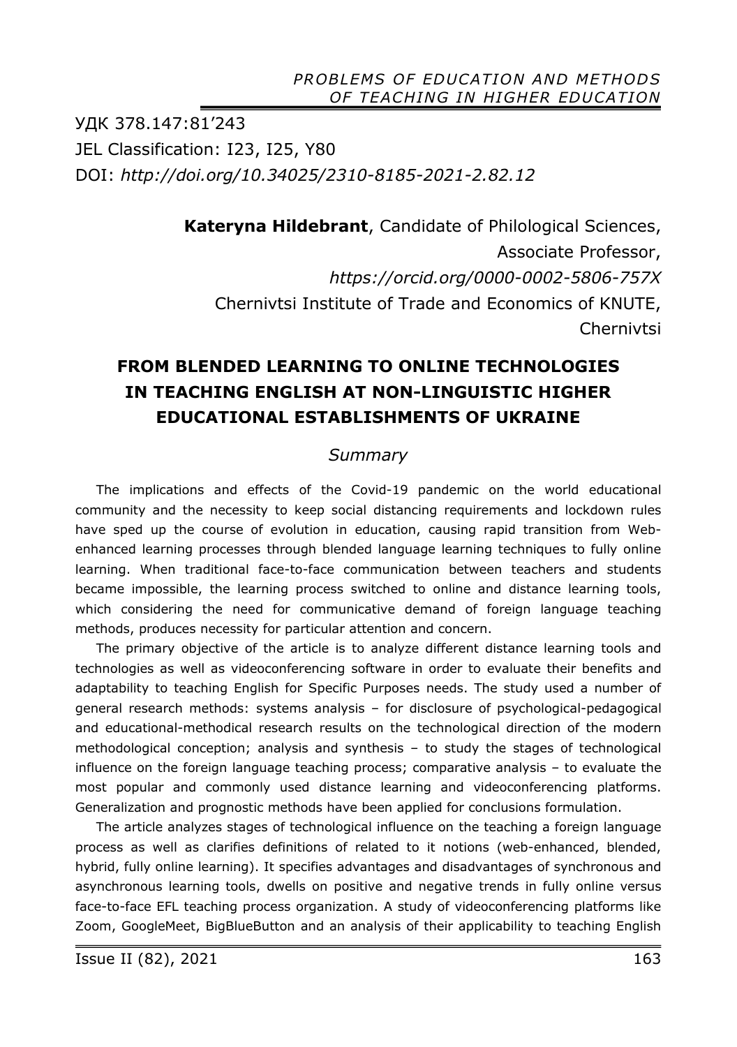УДК 378.147:81'243
JEL Classification: I23, I25, Y80
DOI: *http://doi.org/10.34025/2310-8185-2021-2.82.12*

**Kateryna Hildebrant**, Candidate of Philological Sciences, Associate Professor, *https://orcid.org/0000-0002-5806-757X*
Chernivtsi Institute of Trade and Economics of KNUTE, Chernivtsi

# FROM BLENDED LEARNING TO ONLINE TECHNOLOGIES IN TEACHING ENGLISH AT NON-LINGUISTIC HIGHER EDUCATIONAL ESTABLISHMENTS OF UKRAINE

## *Summary*

The implications and effects of the Covid-19 pandemic on the world educational community and the necessity to keep social distancing requirements and lockdown rules have sped up the course of evolution in education, causing rapid transition from Web-enhanced learning processes through blended language learning techniques to fully online learning. When traditional face-to-face communication between teachers and students became impossible, the learning process switched to online and distance learning tools, which considering the need for communicative demand of foreign language teaching methods, produces necessity for particular attention and concern.

The primary objective of the article is to analyze different distance learning tools and technologies as well as videoconferencing software in order to evaluate their benefits and adaptability to teaching English for Specific Purposes needs. The study used a number of general research methods: systems analysis – for disclosure of psychological-pedagogical and educational-methodical research results on the technological direction of the modern methodological conception; analysis and synthesis – to study the stages of technological influence on the foreign language teaching process; comparative analysis – to evaluate the most popular and commonly used distance learning and videoconferencing platforms. Generalization and prognostic methods have been applied for conclusions formulation.

The article analyzes stages of technological influence on the teaching a foreign language process as well as clarifies definitions of related to it notions (web-enhanced, blended, hybrid, fully online learning). It specifies advantages and disadvantages of synchronous and asynchronous learning tools, dwells on positive and negative trends in fully online versus face-to-face EFL teaching process organization. A study of videoconferencing platforms like Zoom, GoogleMeet, BigBlueButton and an analysis of their applicability to teaching English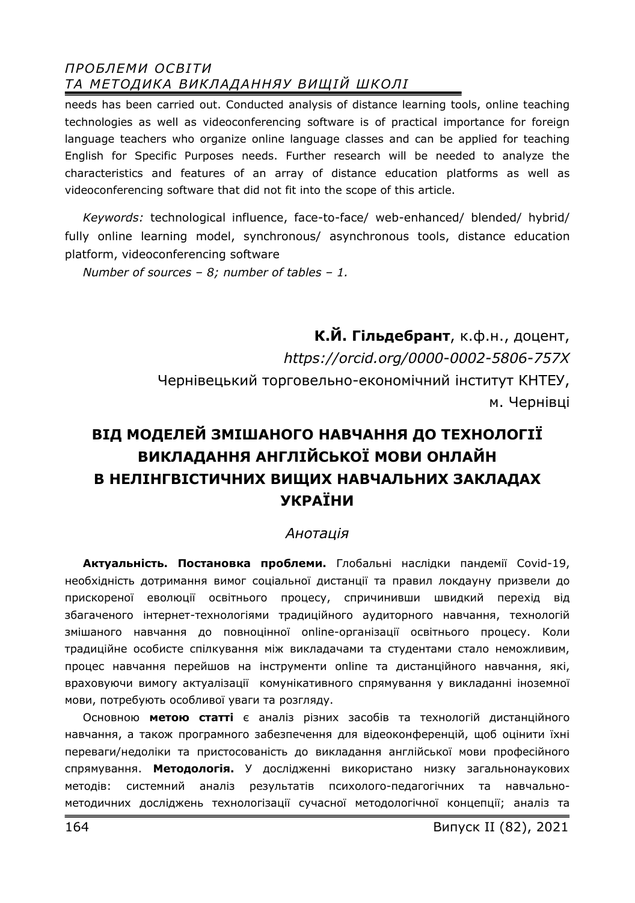needs has been carried out. Conducted analysis of distance learning tools, online teaching technologies as well as videoconferencing software is of practical importance for foreign language teachers who organize online language classes and can be applied for teaching English for Specific Purposes needs. Further research will be needed to analyze the characteristics and features of an array of distance education platforms as well as videoconferencing software that did not fit into the scope of this article.

*Keywords:* technological influence, face-to-face/ web-enhanced/ blended/ hybrid/ fully online learning model, synchronous/ asynchronous tools, distance education platform, videoconferencing software

*Number of sources – 8; number of tables – 1.*

**К.Й. Гільдебрант**, к.ф.н., доцент,
*https://orcid.org/0000-0002-5806-757X*
Чернівецький торговельно-економічний інститут КНТЕУ,
м. Чернівці

# ВІД МОДЕЛЕЙ ЗМІШАНОГО НАВЧАННЯ ДО ТЕХНОЛОГІЇ ВИКЛАДАННЯ АНГЛІЙСЬКОЇ МОВИ ОНЛАЙН В НЕЛІНГВІСТИЧНИХ ВИЩИХ НАВЧАЛЬНИХ ЗАКЛАДАХ УКРАЇНИ

*Анотація*

**Актуальність. Постановка проблеми.** Глобальні наслідки пандемії Covid-19, необхідність дотримання вимог соціальної дистанції та правил локдауну призвели до прискореної еволюції освітнього процесу, спричинивши швидкий перехід від збагаченого інтернет-технологіями традиційного аудиторного навчання, технологій змішаного навчання до повноцінної online-організації освітнього процесу. Коли традиційне особисте спілкування між викладачами та студентами стало неможливим, процес навчання перейшов на інструменти online та дистанційного навчання, які, враховуючи вимогу актуалізації комунікативного спрямування у викладанні іноземної мови, потребують особливої уваги та розгляду.

Основною **метою статті** є аналіз різних засобів та технологій дистанційного навчання, а також програмного забезпечення для відеоконференцій, щоб оцінити їхні переваги/недоліки та пристосованість до викладання англійської мови професійного спрямування. **Методологія.** У дослідженні використано низку загальнонаукових методів: системний аналіз результатів психолого-педагогічних та навчально-методичних досліджень технологізації сучасної методологічної концепції; аналіз та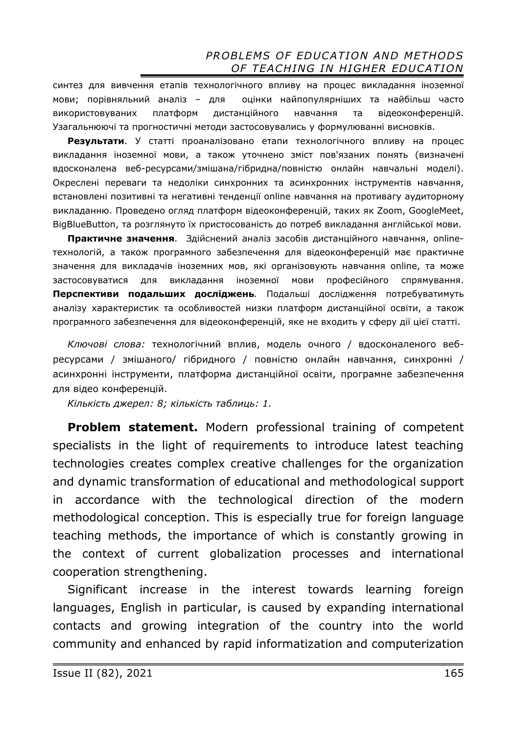синтез для вивчення етапів технологічного впливу на процес викладання іноземної мови; порівняльний аналіз – для оцінки найпопулярніших та найбільш часто використовуваних платформ дистанційного навчання та відеоконференцій. Узагальнюючі та прогностичні методи застосовувались у формулюванні висновків.

**Результати**. У статті проаналізовано етапи технологічного впливу на процес викладання іноземної мови, а також уточнено зміст пов'язаних понять (визначені вдосконалена веб-ресурсами/змішана/гібридна/повністю онлайн навчальні моделі). Окреслені переваги та недоліки синхронних та асинхронних інструментів навчання, встановлені позитивні та негативні тенденції online навчання на противагу аудиторному викладанню. Проведено огляд платформ відеоконференцій, таких як Zoom, GoogleMeet, BigBlueButton, та розглянуто їх пристосованість до потреб викладання англійської мови.

**Практичне значення**. Здійснений аналіз засобів дистанційного навчання, online-технологій, а також програмного забезпечення для відеоконференцій має практичне значення для викладачів іноземних мов, які організовують навчання online, та може застосовуватися для викладання іноземної мови професійного спрямування. ***Перспективи подальших досліджень***. Подальші дослідження потребуватимуть аналізу характеристик та особливостей низки платформ дистанційної освіти, а також програмного забезпечення для відеоконференцій, яке не входить у сферу дії цієї статті.

*Ключові слова:* технологічний вплив, модель очного / вдосконаленого веб-ресурсами / змішаного/ гібридного / повністю онлайн навчання, синхронні / асинхронні інструменти, платформа дистанційної освіти, програмне забезпечення для відео конференцій.

*Кількість джерел: 8; кількість таблиць: 1.*

**Problem statement.** Modern professional training of competent specialists in the light of requirements to introduce latest teaching technologies creates complex creative challenges for the organization and dynamic transformation of educational and methodological support in accordance with the technological direction of the modern methodological conception. This is especially true for foreign language teaching methods, the importance of which is constantly growing in the context of current globalization processes and international cooperation strengthening.

Significant increase in the interest towards learning foreign languages, English in particular, is caused by expanding international contacts and growing integration of the country into the world community and enhanced by rapid informatization and computerization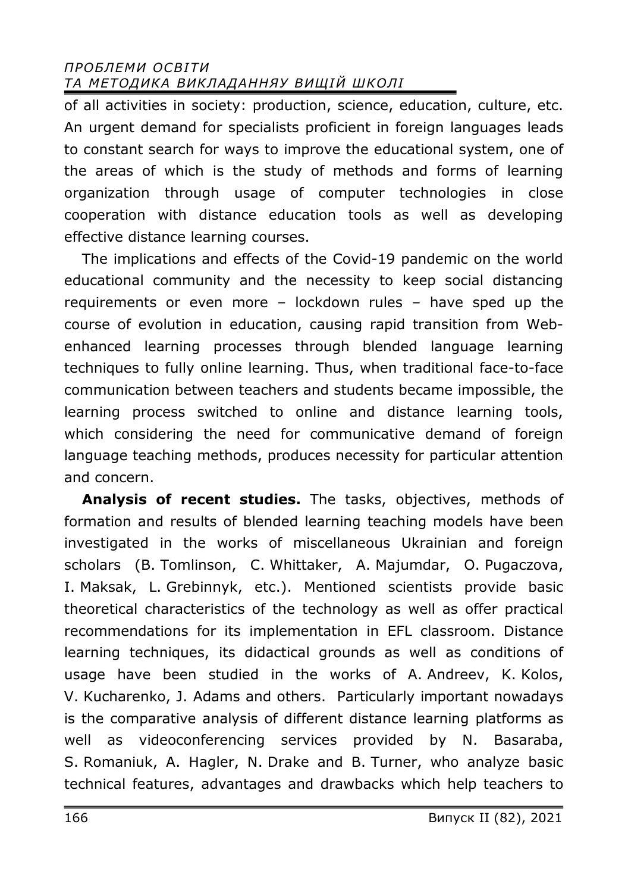of all activities in society: production, science, education, culture, etc. An urgent demand for specialists proficient in foreign languages leads to constant search for ways to improve the educational system, one of the areas of which is the study of methods and forms of learning organization through usage of computer technologies in close cooperation with distance education tools as well as developing effective distance learning courses.

The implications and effects of the Covid-19 pandemic on the world educational community and the necessity to keep social distancing requirements or even more – lockdown rules – have sped up the course of evolution in education, causing rapid transition from Web-enhanced learning processes through blended language learning techniques to fully online learning. Thus, when traditional face-to-face communication between teachers and students became impossible, the learning process switched to online and distance learning tools, which considering the need for communicative demand of foreign language teaching methods, produces necessity for particular attention and concern.

**Analysis of recent studies.** The tasks, objectives, methods of formation and results of blended learning teaching models have been investigated in the works of miscellaneous Ukrainian and foreign scholars (B. Tomlinson, C. Whittaker, A. Majumdar, O. Pugaczova, I. Maksak, L. Grebinnyk, etc.). Mentioned scientists provide basic theoretical characteristics of the technology as well as offer practical recommendations for its implementation in EFL classroom. Distance learning techniques, its didactical grounds as well as conditions of usage have been studied in the works of A. Andreev, K. Kolos, V. Kucharenko, J. Adams and others. Particularly important nowadays is the comparative analysis of different distance learning platforms as well as videoconferencing services provided by N. Basaraba, S. Romaniuk, A. Hagler, N. Drake and B. Turner, who analyze basic technical features, advantages and drawbacks which help teachers to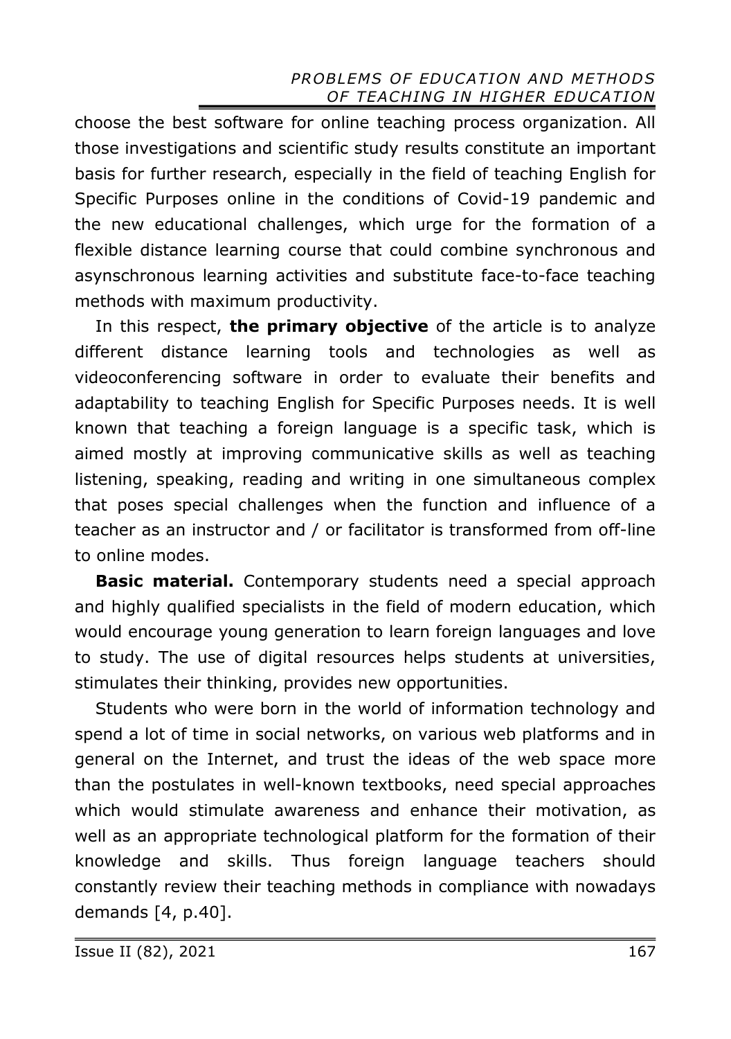choose the best software for online teaching process organization. All those investigations and scientific study results constitute an important basis for further research, especially in the field of teaching English for Specific Purposes online in the conditions of Covid-19 pandemic and the new educational challenges, which urge for the formation of a flexible distance learning course that could combine synchronous and asynschronous learning activities and substitute face-to-face teaching methods with maximum productivity.

In this respect, **the primary objective** of the article is to analyze different distance learning tools and technologies as well as videoconferencing software in order to evaluate their benefits and adaptability to teaching English for Specific Purposes needs. It is well known that teaching a foreign language is a specific task, which is aimed mostly at improving communicative skills as well as teaching listening, speaking, reading and writing in one simultaneous complex that poses special challenges when the function and influence of a teacher as an instructor and / or facilitator is transformed from off-line to online modes.

**Basic material.** Contemporary students need a special approach and highly qualified specialists in the field of modern education, which would encourage young generation to learn foreign languages and love to study. The use of digital resources helps students at universities, stimulates their thinking, provides new opportunities.

Students who were born in the world of information technology and spend a lot of time in social networks, on various web platforms and in general on the Internet, and trust the ideas of the web space more than the postulates in well-known textbooks, need special approaches which would stimulate awareness and enhance their motivation, as well as an appropriate technological platform for the formation of their knowledge and skills. Thus foreign language teachers should constantly review their teaching methods in compliance with nowadays demands [4, p.40].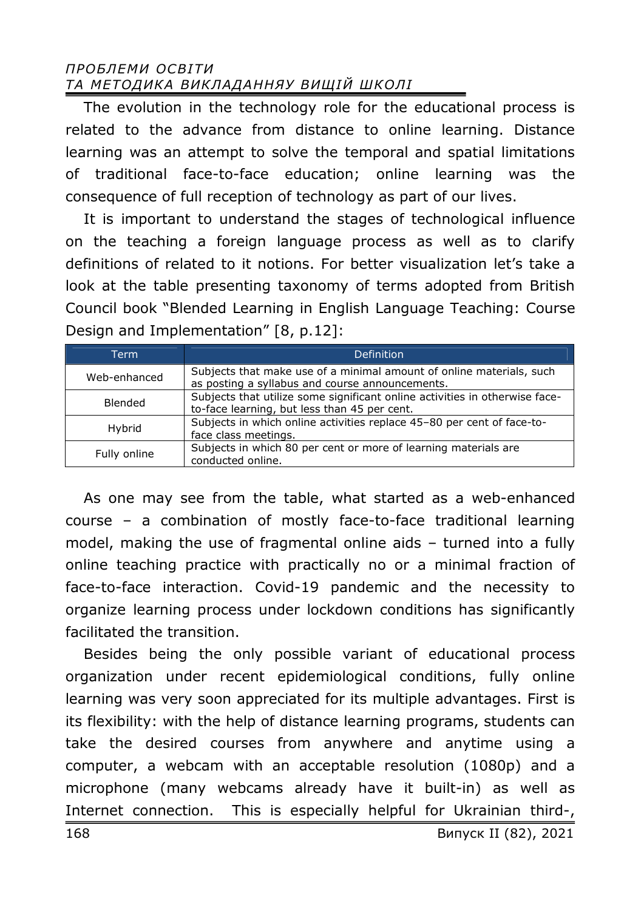The evolution in the technology role for the educational process is related to the advance from distance to online learning. Distance learning was an attempt to solve the temporal and spatial limitations of traditional face-to-face education; online learning was the consequence of full reception of technology as part of our lives.

It is important to understand the stages of technological influence on the teaching a foreign language process as well as to clarify definitions of related to it notions. For better visualization let's take a look at the table presenting taxonomy of terms adopted from British Council book "Blended Learning in English Language Teaching: Course Design and Implementation" [8, p.12]:

| Term | Definition |
|---|---|
| Web-enhanced | Subjects that make use of a minimal amount of online materials, such as posting a syllabus and course announcements. |
| Blended | Subjects that utilize some significant online activities in otherwise face-to-face learning, but less than 45 per cent. |
| Hybrid | Subjects in which online activities replace 45–80 per cent of face-to-face class meetings. |
| Fully online | Subjects in which 80 per cent or more of learning materials are conducted online. |

As one may see from the table, what started as a web-enhanced course – a combination of mostly face-to-face traditional learning model, making the use of fragmental online aids – turned into a fully online teaching practice with practically no or a minimal fraction of face-to-face interaction. Covid-19 pandemic and the necessity to organize learning process under lockdown conditions has significantly facilitated the transition.

Besides being the only possible variant of educational process organization under recent epidemiological conditions, fully online learning was very soon appreciated for its multiple advantages. First is its flexibility: with the help of distance learning programs, students can take the desired courses from anywhere and anytime using a computer, a webcam with an acceptable resolution (1080p) and a microphone (many webcams already have it built-in) as well as Internet connection. This is especially helpful for Ukrainian third-,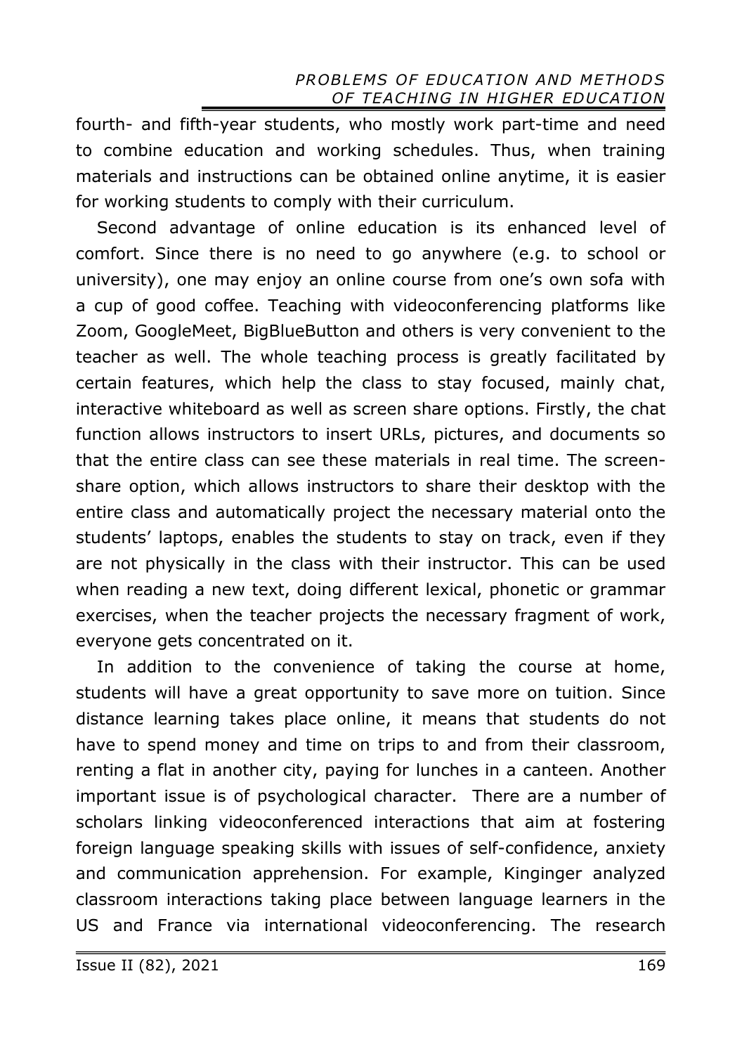fourth- and fifth-year students, who mostly work part-time and need to combine education and working schedules. Thus, when training materials and instructions can be obtained online anytime, it is easier for working students to comply with their curriculum.

Second advantage of online education is its enhanced level of comfort. Since there is no need to go anywhere (e.g. to school or university), one may enjoy an online course from one's own sofa with a cup of good coffee. Teaching with videoconferencing platforms like Zoom, GoogleMeet, BigBlueButton and others is very convenient to the teacher as well. The whole teaching process is greatly facilitated by certain features, which help the class to stay focused, mainly chat, interactive whiteboard as well as screen share options. Firstly, the chat function allows instructors to insert URLs, pictures, and documents so that the entire class can see these materials in real time. The screen-share option, which allows instructors to share their desktop with the entire class and automatically project the necessary material onto the students' laptops, enables the students to stay on track, even if they are not physically in the class with their instructor. This can be used when reading a new text, doing different lexical, phonetic or grammar exercises, when the teacher projects the necessary fragment of work, everyone gets concentrated on it.

In addition to the convenience of taking the course at home, students will have a great opportunity to save more on tuition. Since distance learning takes place online, it means that students do not have to spend money and time on trips to and from their classroom, renting a flat in another city, paying for lunches in a canteen. Another important issue is of psychological character. There are a number of scholars linking videoconferenced interactions that aim at fostering foreign language speaking skills with issues of self-confidence, anxiety and communication apprehension. For example, Kinginger analyzed classroom interactions taking place between language learners in the US and France via international videoconferencing. The research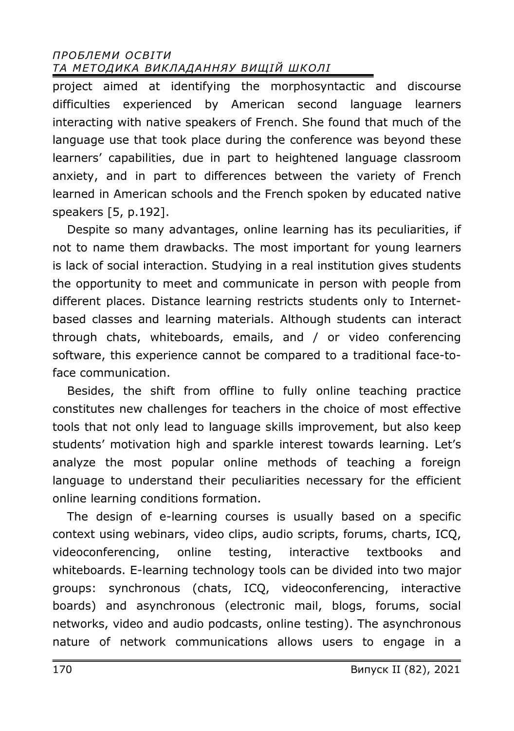project aimed at identifying the morphosyntactic and discourse difficulties experienced by American second language learners interacting with native speakers of French. She found that much of the language use that took place during the conference was beyond these learners' capabilities, due in part to heightened language classroom anxiety, and in part to differences between the variety of French learned in American schools and the French spoken by educated native speakers [5, p.192].

Despite so many advantages, online learning has its peculiarities, if not to name them drawbacks. The most important for young learners is lack of social interaction. Studying in a real institution gives students the opportunity to meet and communicate in person with people from different places. Distance learning restricts students only to Internet-based classes and learning materials. Although students can interact through chats, whiteboards, emails, and / or video conferencing software, this experience cannot be compared to a traditional face-to-face communication.

Besides, the shift from offline to fully online teaching practice constitutes new challenges for teachers in the choice of most effective tools that not only lead to language skills improvement, but also keep students' motivation high and sparkle interest towards learning. Let's analyze the most popular online methods of teaching a foreign language to understand their peculiarities necessary for the efficient online learning conditions formation.

The design of e-learning courses is usually based on a specific context using webinars, video clips, audio scripts, forums, charts, ICQ, videoconferencing, online testing, interactive textbooks and whiteboards. E-learning technology tools can be divided into two major groups: synchronous (chats, ICQ, videoconferencing, interactive boards) and asynchronous (electronic mail, blogs, forums, social networks, video and audio podcasts, online testing). The asynchronous nature of network communications allows users to engage in a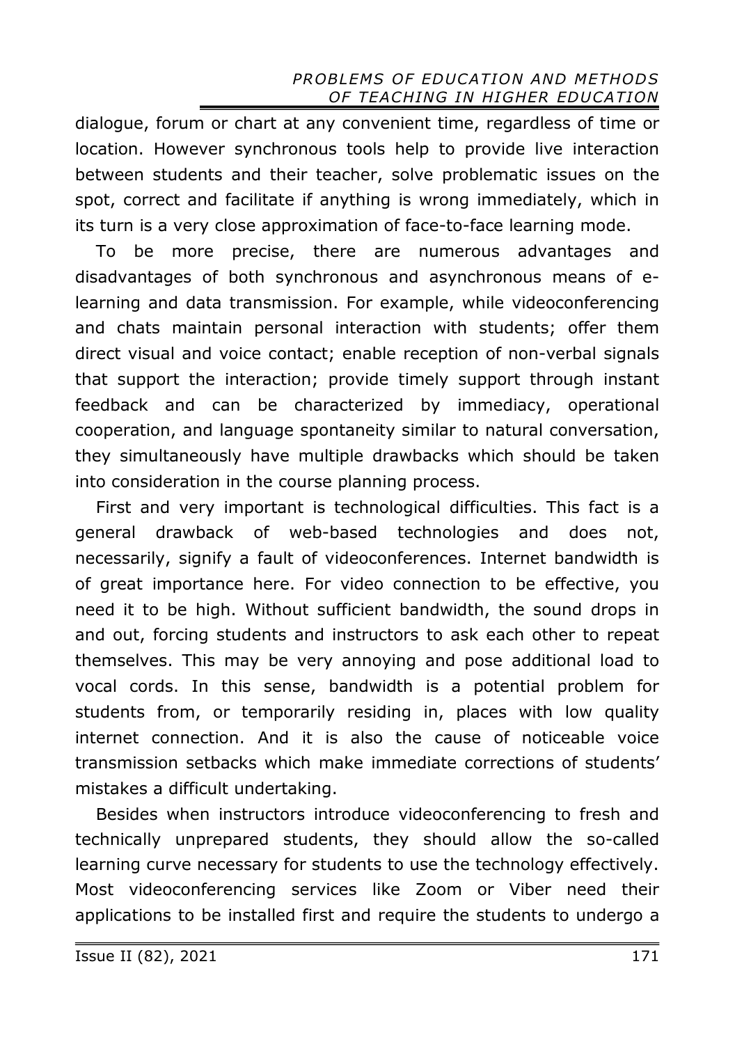dialogue, forum or chart at any convenient time, regardless of time or location. However synchronous tools help to provide live interaction between students and their teacher, solve problematic issues on the spot, correct and facilitate if anything is wrong immediately, which in its turn is a very close approximation of face-to-face learning mode.

To be more precise, there are numerous advantages and disadvantages of both synchronous and asynchronous means of e-learning and data transmission. For example, while videoconferencing and chats maintain personal interaction with students; offer them direct visual and voice contact; enable reception of non-verbal signals that support the interaction; provide timely support through instant feedback and can be characterized by immediacy, operational cooperation, and language spontaneity similar to natural conversation, they simultaneously have multiple drawbacks which should be taken into consideration in the course planning process.

First and very important is technological difficulties. This fact is a general drawback of web-based technologies and does not, necessarily, signify a fault of videoconferences. Internet bandwidth is of great importance here. For video connection to be effective, you need it to be high. Without sufficient bandwidth, the sound drops in and out, forcing students and instructors to ask each other to repeat themselves. This may be very annoying and pose additional load to vocal cords. In this sense, bandwidth is a potential problem for students from, or temporarily residing in, places with low quality internet connection. And it is also the cause of noticeable voice transmission setbacks which make immediate corrections of students' mistakes a difficult undertaking.

Besides when instructors introduce videoconferencing to fresh and technically unprepared students, they should allow the so-called learning curve necessary for students to use the technology effectively. Most videoconferencing services like Zoom or Viber need their applications to be installed first and require the students to undergo a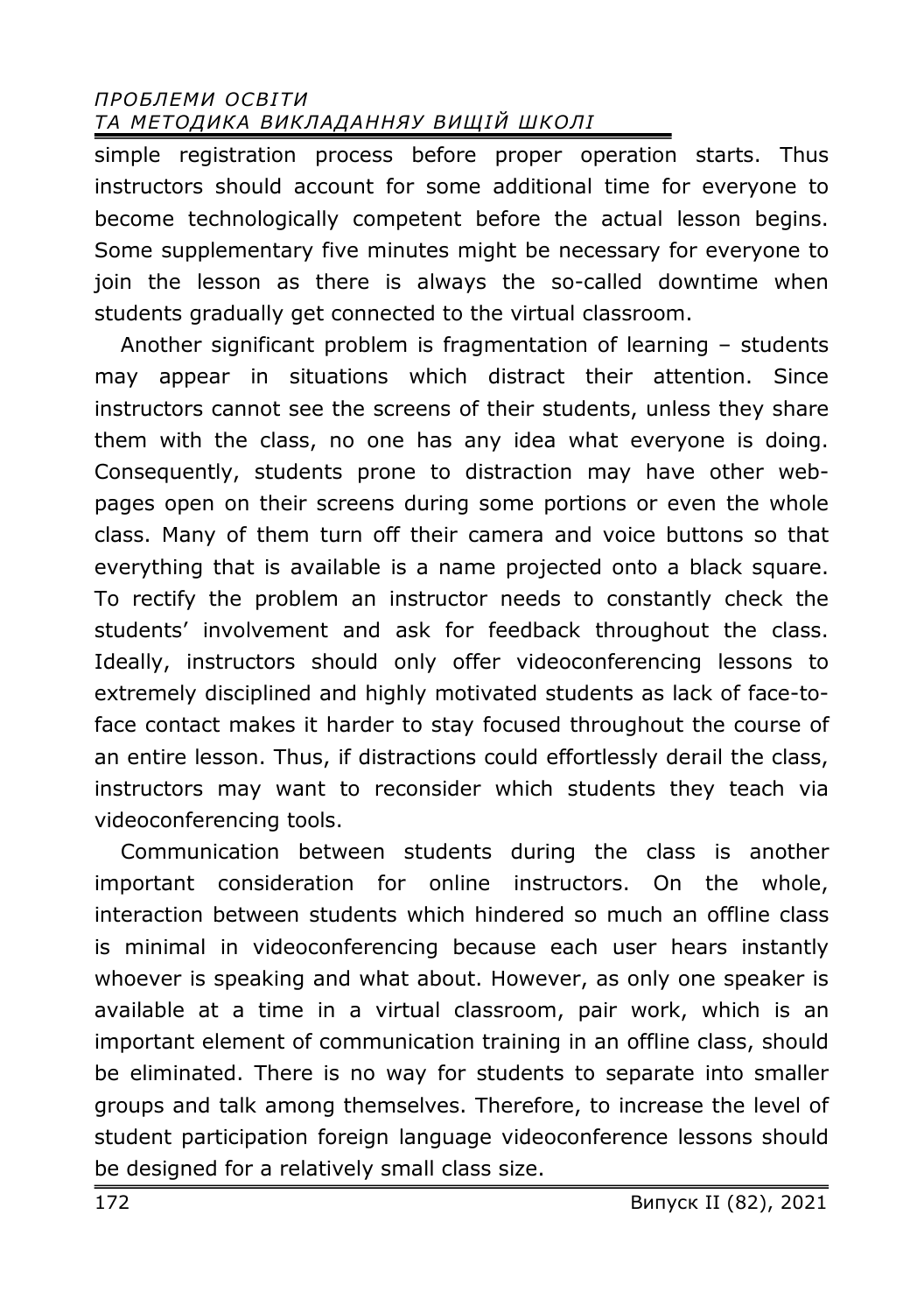simple registration process before proper operation starts. Thus instructors should account for some additional time for everyone to become technologically competent before the actual lesson begins. Some supplementary five minutes might be necessary for everyone to join the lesson as there is always the so-called downtime when students gradually get connected to the virtual classroom.

Another significant problem is fragmentation of learning – students may appear in situations which distract their attention. Since instructors cannot see the screens of their students, unless they share them with the class, no one has any idea what everyone is doing. Consequently, students prone to distraction may have other web-pages open on their screens during some portions or even the whole class. Many of them turn off their camera and voice buttons so that everything that is available is a name projected onto a black square. To rectify the problem an instructor needs to constantly check the students' involvement and ask for feedback throughout the class. Ideally, instructors should only offer videoconferencing lessons to extremely disciplined and highly motivated students as lack of face-to-face contact makes it harder to stay focused throughout the course of an entire lesson. Thus, if distractions could effortlessly derail the class, instructors may want to reconsider which students they teach via videoconferencing tools.

Communication between students during the class is another important consideration for online instructors. On the whole, interaction between students which hindered so much an offline class is minimal in videoconferencing because each user hears instantly whoever is speaking and what about. However, as only one speaker is available at a time in a virtual classroom, pair work, which is an important element of communication training in an offline class, should be eliminated. There is no way for students to separate into smaller groups and talk among themselves. Therefore, to increase the level of student participation foreign language videoconference lessons should be designed for a relatively small class size.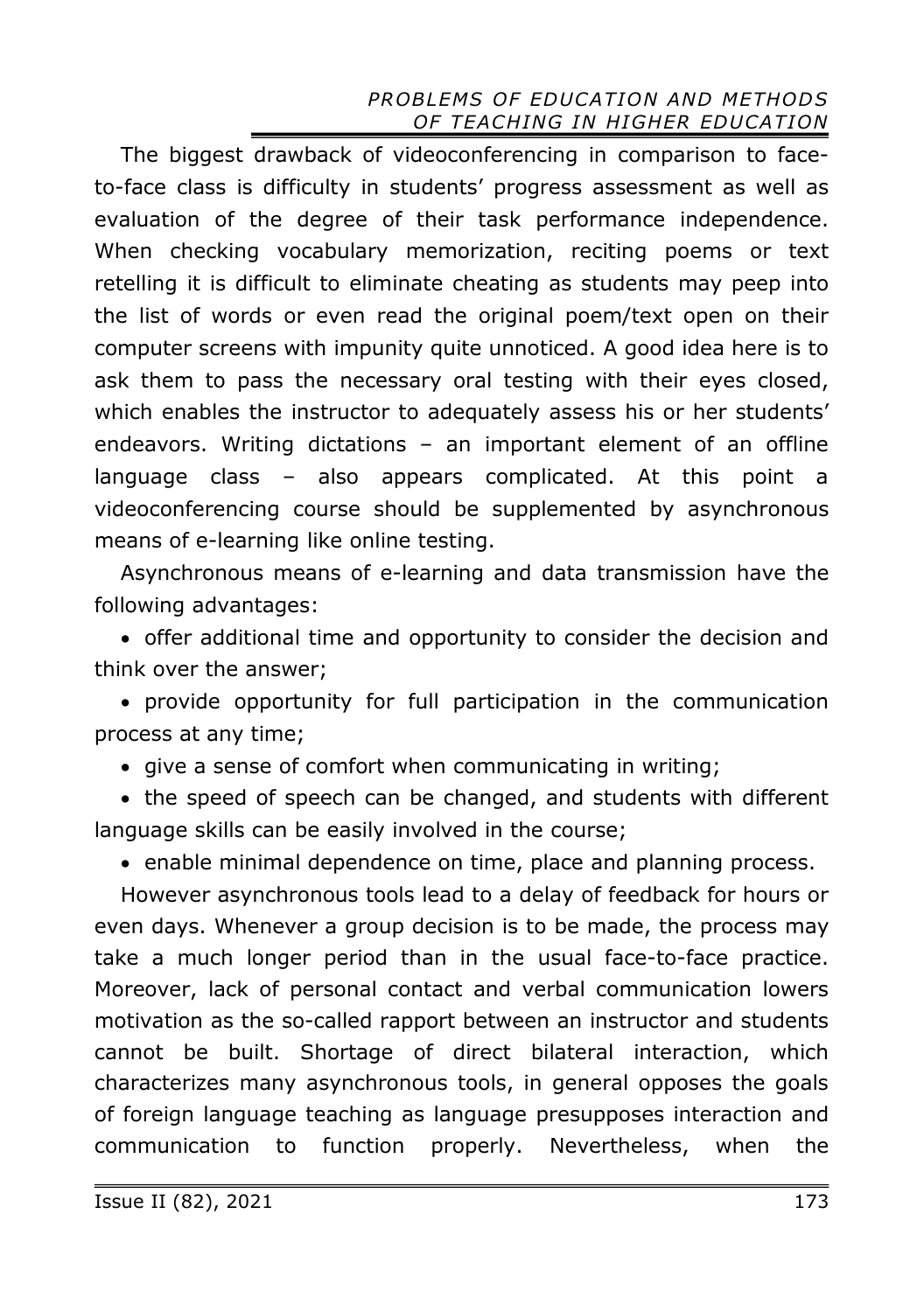The biggest drawback of videoconferencing in comparison to face-to-face class is difficulty in students' progress assessment as well as evaluation of the degree of their task performance independence. When checking vocabulary memorization, reciting poems or text retelling it is difficult to eliminate cheating as students may peep into the list of words or even read the original poem/text open on their computer screens with impunity quite unnoticed. A good idea here is to ask them to pass the necessary oral testing with their eyes closed, which enables the instructor to adequately assess his or her students' endeavors. Writing dictations – an important element of an offline language class – also appears complicated. At this point a videoconferencing course should be supplemented by asynchronous means of e-learning like online testing.

Asynchronous means of e-learning and data transmission have the following advantages:

- offer additional time and opportunity to consider the decision and think over the answer;
- provide opportunity for full participation in the communication process at any time;
- give a sense of comfort when communicating in writing;
- the speed of speech can be changed, and students with different language skills can be easily involved in the course;
- enable minimal dependence on time, place and planning process.

However asynchronous tools lead to a delay of feedback for hours or even days. Whenever a group decision is to be made, the process may take a much longer period than in the usual face-to-face practice. Moreover, lack of personal contact and verbal communication lowers motivation as the so-called rapport between an instructor and students cannot be built. Shortage of direct bilateral interaction, which characterizes many asynchronous tools, in general opposes the goals of foreign language teaching as language presupposes interaction and communication to function properly. Nevertheless, when the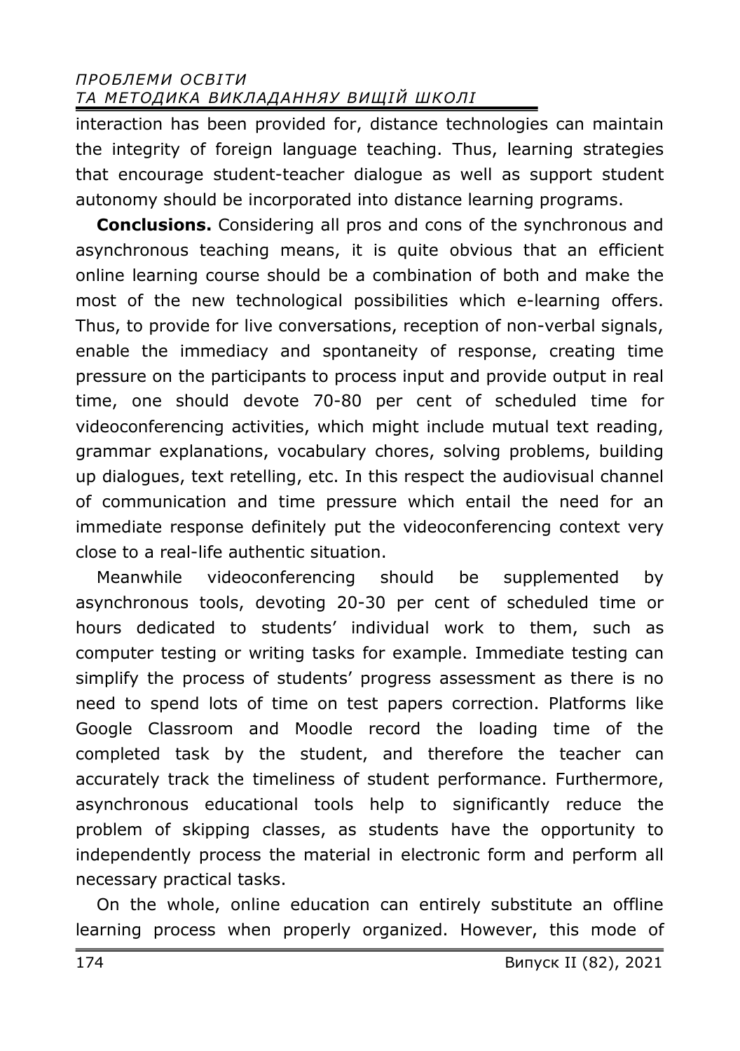interaction has been provided for, distance technologies can maintain the integrity of foreign language teaching. Thus, learning strategies that encourage student-teacher dialogue as well as support student autonomy should be incorporated into distance learning programs.

**Conclusions.** Considering all pros and cons of the synchronous and asynchronous teaching means, it is quite obvious that an efficient online learning course should be a combination of both and make the most of the new technological possibilities which e-learning offers. Thus, to provide for live conversations, reception of non-verbal signals, enable the immediacy and spontaneity of response, creating time pressure on the participants to process input and provide output in real time, one should devote 70-80 per cent of scheduled time for videoconferencing activities, which might include mutual text reading, grammar explanations, vocabulary chores, solving problems, building up dialogues, text retelling, etc. In this respect the audiovisual channel of communication and time pressure which entail the need for an immediate response definitely put the videoconferencing context very close to a real-life authentic situation.

Meanwhile videoconferencing should be supplemented by asynchronous tools, devoting 20-30 per cent of scheduled time or hours dedicated to students' individual work to them, such as computer testing or writing tasks for example. Immediate testing can simplify the process of students' progress assessment as there is no need to spend lots of time on test papers correction. Platforms like Google Classroom and Moodle record the loading time of the completed task by the student, and therefore the teacher can accurately track the timeliness of student performance. Furthermore, asynchronous educational tools help to significantly reduce the problem of skipping classes, as students have the opportunity to independently process the material in electronic form and perform all necessary practical tasks.

On the whole, online education can entirely substitute an offline learning process when properly organized. However, this mode of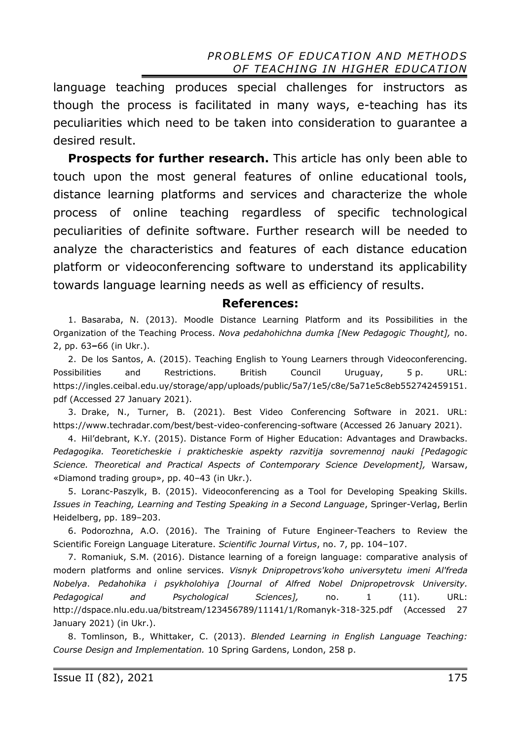language teaching produces special challenges for instructors as though the process is facilitated in many ways, e-teaching has its peculiarities which need to be taken into consideration to guarantee a desired result.

**Prospects for further research.** This article has only been able to touch upon the most general features of online educational tools, distance learning platforms and services and characterize the whole process of online teaching regardless of specific technological peculiarities of definite software. Further research will be needed to analyze the characteristics and features of each distance education platform or videoconferencing software to understand its applicability towards language learning needs as well as efficiency of results.

## References:

1. Basaraba, N. (2013). Moodle Distance Learning Platform and its Possibilities in the Organization of the Teaching Process. *Nova pedahohichna dumka [New Pedagogic Thought],* no. 2, pp. 63–66 (in Ukr.).

2. De los Santos, A. (2015). Teaching English to Young Learners through Videoconferencing. Possibilities and Restrictions. British Council Uruguay, 5 p. URL: https://ingles.ceibal.edu.uy/storage/app/uploads/public/5a7/1e5/c8e/5a71e5c8eb552742459151.pdf (Accessed 27 January 2021).

3. Drake, N., Turner, B. (2021). Best Video Conferencing Software in 2021. URL: https://www.techradar.com/best/best-video-conferencing-software (Accessed 26 January 2021).

4. Hil'debrant, K.Y. (2015). Distance Form of Higher Education: Advantages and Drawbacks. *Pedagogika. Teoreticheskie i prakticheskie aspekty razvitija sovremennoj nauki [Pedagogic Science. Theoretical and Practical Aspects of Contemporary Science Development],* Warsaw, «Diamond trading group», pp. 40–43 (in Ukr.).

5. Loranc-Paszylk, B. (2015). Videoconferencing as a Tool for Developing Speaking Skills. *Issues in Teaching, Learning and Testing Speaking in a Second Language*, Springer-Verlag, Berlin Heidelberg, pp. 189–203.

6. Podorozhna, A.O. (2016). The Training of Future Engineer-Teachers to Review the Scientific Foreign Language Literature. *Scientific Journal Virtus*, no. 7, pp. 104–107.

7. Romaniuk, S.M. (2016). Distance learning of a foreign language: comparative analysis of modern platforms and online services. *Visnyk Dnipropetrovs'koho universytetu imeni Al'freda Nobelya. Pedahohika i psykholohiya [Journal of Alfred Nobel Dnipropetrovsk University. Pedagogical and Psychological Sciences],* no. 1 (11). URL: http://dspace.nlu.edu.ua/bitstream/123456789/11141/1/Romanyk-318-325.pdf (Accessed 27 January 2021) (in Ukr.).

8. Tomlinson, B., Whittaker, C. (2013). *Blended Learning in English Language Teaching: Course Design and Implementation.* 10 Spring Gardens, London, 258 p.